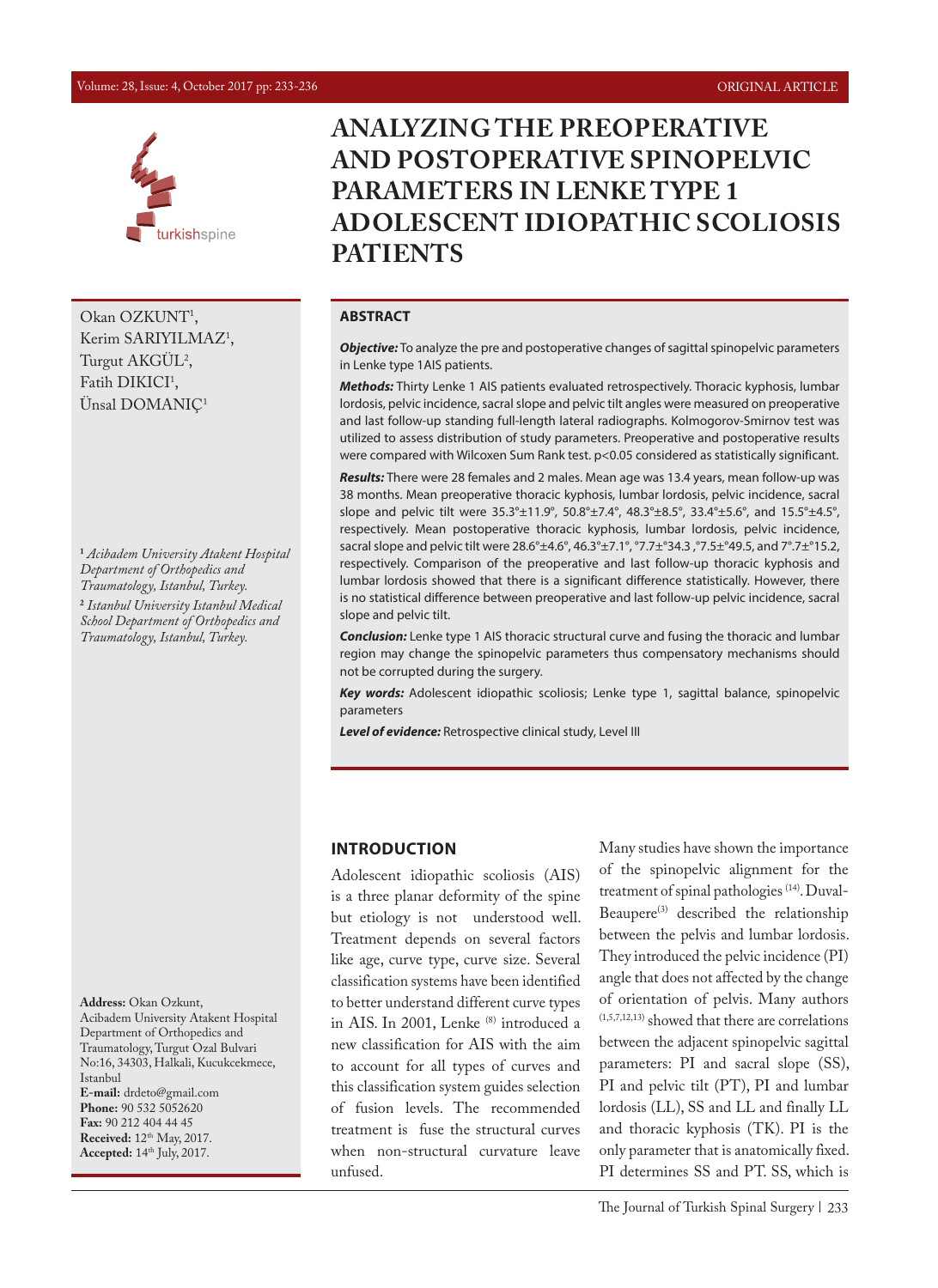# ANALYZING THE PREOPERATIVE AND POSTOPERATIVE SPINOPELVIC PARAMETERS IN LENKE TYPE 1 ADOLESCENT IDIOPATHIC SCOLIOSIS PATIENTS

Okan OZKUNT[1], Kerim SARIYILMAZ[1], Turgut AKGÜL[2], Fatih DIKICI[1], Ünsal DOMANIÇ[1]

[1] *Acibadem University Atakent Hospital Department of Orthopedics and Traumatology, Istanbul, Turkey.*

[2] *Istanbul University Istanbul Medical School Department of Orthopedics and Traumatology, Istanbul, Turkey.*

**Address:** Okan Ozkunt, Acibadem University Atakent Hospital Department of Orthopedics and Traumatology, Turgut Ozal Bulvari No:16, 34303, Halkali, Kucukcekmece, Istanbul
**E-mail:** drdeto@gmail.com
**Phone:** 90 532 5052620
**Fax:** 90 212 404 44 45
**Received:** 12th May, 2017.
**Accepted:** 14th July, 2017.

## ABSTRACT

***Objective:*** To analyze the pre and postoperative changes of sagittal spinopelvic parameters in Lenke type 1AIS patients.

***Methods:*** Thirty Lenke 1 AIS patients evaluated retrospectively. Thoracic kyphosis, lumbar lordosis, pelvic incidence, sacral slope and pelvic tilt angles were measured on preoperative and last follow-up standing full-length lateral radiographs. Kolmogorov-Smirnov test was utilized to assess distribution of study parameters. Preoperative and postoperative results were compared with Wilcoxen Sum Rank test. p<0.05 considered as statistically significant.

***Results:*** There were 28 females and 2 males. Mean age was 13.4 years, mean follow-up was 38 months. Mean preoperative thoracic kyphosis, lumbar lordosis, pelvic incidence, sacral slope and pelvic tilt were 35.3°±11.9°, 50.8°±7.4°, 48.3°±8.5°, 33.4°±5.6°, and 15.5°±4.5°, respectively. Mean postoperative thoracic kyphosis, lumbar lordosis, pelvic incidence, sacral slope and pelvic tilt were 28.6°±4.6°, 46.3°±7.1°, °7.7±°34.3 ,°7.5±°49.5, and 7°.7±°15.2, respectively. Comparison of the preoperative and last follow-up thoracic kyphosis and lumbar lordosis showed that there is a significant difference statistically. However, there is no statistical difference between preoperative and last follow-up pelvic incidence, sacral slope and pelvic tilt.

***Conclusion:*** Lenke type 1 AIS thoracic structural curve and fusing the thoracic and lumbar region may change the spinopelvic parameters thus compensatory mechanisms should not be corrupted during the surgery.

***Key words:*** Adolescent idiopathic scoliosis; Lenke type 1, sagittal balance, spinopelvic parameters

***Level of evidence:*** Retrospective clinical study, Level III

## INTRODUCTION

Adolescent idiopathic scoliosis (AIS) is a three planar deformity of the spine but etiology is not understood well. Treatment depends on several factors like age, curve type, curve size. Several classification systems have been identified to better understand different curve types in AIS. In 2001, Lenke [8] introduced a new classification for AIS with the aim to account for all types of curves and this classification system guides selection of fusion levels. The recommended treatment is fuse the structural curves when non-structural curvature leave unfused.

Many studies have shown the importance of the spinopelvic alignment for the treatment of spinal pathologies [14]. Duval-Beaupere[3] described the relationship between the pelvis and lumbar lordosis. They introduced the pelvic incidence (PI) angle that does not affected by the change of orientation of pelvis. Many authors [1,5,7,12,13] showed that there are correlations between the adjacent spinopelvic sagittal parameters: PI and sacral slope (SS), PI and pelvic tilt (PT), PI and lumbar lordosis (LL), SS and LL and finally LL and thoracic kyphosis (TK). PI is the only parameter that is anatomically fixed. PI determines SS and PT. SS, which is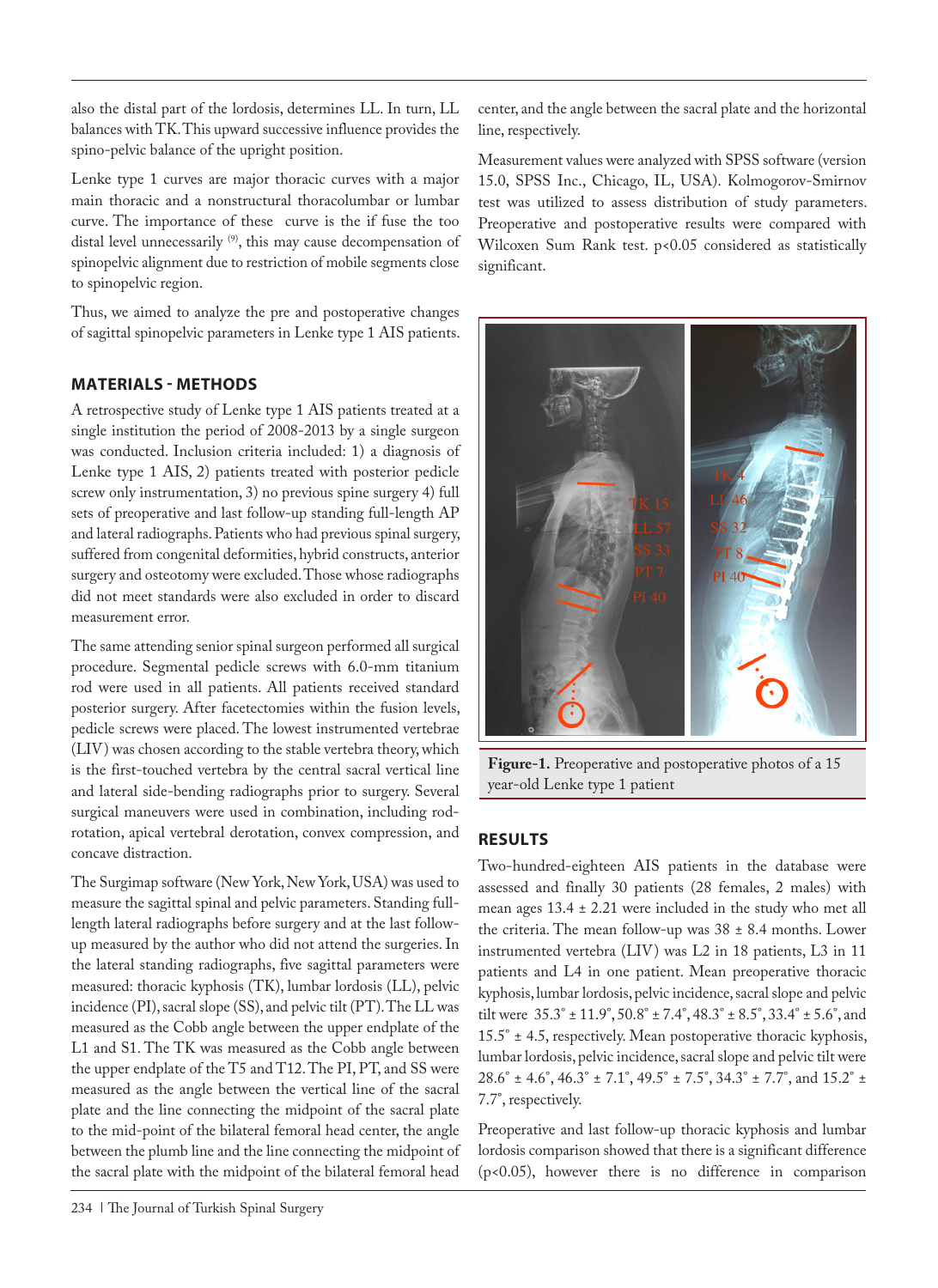also the distal part of the lordosis, determines LL. In turn, LL balances with TK. This upward successive influence provides the spino-pelvic balance of the upright position.

Lenke type 1 curves are major thoracic curves with a major main thoracic and a nonstructural thoracolumbar or lumbar curve. The importance of these curve is the if fuse the too distal level unnecessarily [9], this may cause decompensation of spinopelvic alignment due to restriction of mobile segments close to spinopelvic region.

Thus, we aimed to analyze the pre and postoperative changes of sagittal spinopelvic parameters in Lenke type 1 AIS patients.

## MATERIALS - METHODS

A retrospective study of Lenke type 1 AIS patients treated at a single institution the period of 2008-2013 by a single surgeon was conducted. Inclusion criteria included: 1) a diagnosis of Lenke type 1 AIS, 2) patients treated with posterior pedicle screw only instrumentation, 3) no previous spine surgery 4) full sets of preoperative and last follow-up standing full-length AP and lateral radiographs. Patients who had previous spinal surgery, suffered from congenital deformities, hybrid constructs, anterior surgery and osteotomy were excluded. Those whose radiographs did not meet standards were also excluded in order to discard measurement error.

The same attending senior spinal surgeon performed all surgical procedure. Segmental pedicle screws with 6.0-mm titanium rod were used in all patients. All patients received standard posterior surgery. After facetectomies within the fusion levels, pedicle screws were placed. The lowest instrumented vertebrae (LIV) was chosen according to the stable vertebra theory, which is the first-touched vertebra by the central sacral vertical line and lateral side-bending radiographs prior to surgery. Several surgical maneuvers were used in combination, including rod-rotation, apical vertebral derotation, convex compression, and concave distraction.

The Surgimap software (New York, New York, USA) was used to measure the sagittal spinal and pelvic parameters. Standing full-length lateral radiographs before surgery and at the last follow-up was measured by the author who did not attend the surgeries. In the lateral standing radiographs, five sagittal parameters were measured: thoracic kyphosis (TK), lumbar lordosis (LL), pelvic incidence (PI), sacral slope (SS), and pelvic tilt (PT). The LL was measured as the Cobb angle between the upper endplate of the L1 and S1. The TK was measured as the Cobb angle between the upper endplate of the T5 and T12. The PI, PT, and SS were measured as the angle between the vertical line of the sacral plate and the line connecting the midpoint of the sacral plate to the mid-point of the bilateral femoral head center, the angle between the plumb line and the line connecting the midpoint of the sacral plate with the midpoint of the bilateral femoral head center, and the angle between the sacral plate and the horizontal line, respectively.

Measurement values were analyzed with SPSS software (version 15.0, SPSS Inc., Chicago, IL, USA). Kolmogorov-Smirnov test was utilized to assess distribution of study parameters. Preoperative and postoperative results were compared with Wilcoxen Sum Rank test. $p<0.05$ considered as statistically significant.

**Figure-1.** Preoperative and postoperative photos of a 15 year-old Lenke type 1 patient

## RESULTS

Two-hundred-eighteen AIS patients in the database were assessed and finally 30 patients (28 females, 2 males) with mean ages 13.4 ± 2.21 were included in the study who met all the criteria. The mean follow-up was 38 ± 8.4 months. Lower instrumented vertebra (LIV) was L2 in 18 patients, L3 in 11 patients and L4 in one patient. Mean preoperative thoracic kyphosis, lumbar lordosis, pelvic incidence, sacral slope and pelvic tilt were 35.3˚ ± 11.9˚, 50.8˚ ± 7.4˚, 48.3˚ ± 8.5˚, 33.4˚ ± 5.6˚, and 15.5˚ ± 4.5, respectively. Mean postoperative thoracic kyphosis, lumbar lordosis, pelvic incidence, sacral slope and pelvic tilt were 28.6˚ ± 4.6˚, 46.3˚ ± 7.1˚, 49.5˚ ± 7.5˚, 34.3˚ ± 7.7˚, and 15.2˚ ± 7.7˚, respectively.

Preoperative and last follow-up thoracic kyphosis and lumbar lordosis comparison showed that there is a significant difference ($p<0.05$), however there is no difference in comparison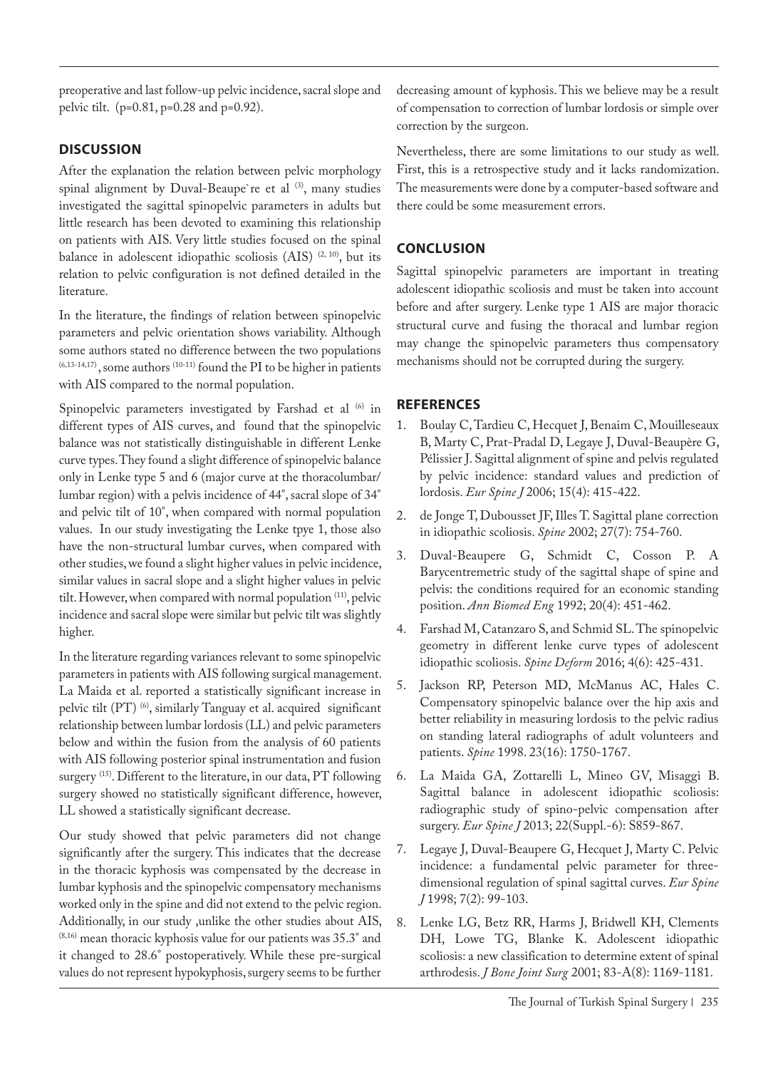preoperative and last follow-up pelvic incidence, sacral slope and pelvic tilt. (p=0.81, p=0.28 and p=0.92).

## DISCUSSION

After the explanation the relation between pelvic morphology spinal alignment by Duval-Beaupe`re et al [3], many studies investigated the sagittal spinopelvic parameters in adults but little research has been devoted to examining this relationship on patients with AIS. Very little studies focused on the spinal balance in adolescent idiopathic scoliosis (AIS) [2, 10], but its relation to pelvic configuration is not defined detailed in the literature.

In the literature, the findings of relation between spinopelvic parameters and pelvic orientation shows variability. Although some authors stated no difference between the two populations [6,13-14,17], some authors [10-11] found the PI to be higher in patients with AIS compared to the normal population.

Spinopelvic parameters investigated by Farshad et al [6] in different types of AIS curves, and found that the spinopelvic balance was not statistically distinguishable in different Lenke curve types. They found a slight difference of spinopelvic balance only in Lenke type 5 and 6 (major curve at the thoracolumbar/lumbar region) with a pelvis incidence of 44˚, sacral slope of 34˚ and pelvic tilt of 10˚, when compared with normal population values. In our study investigating the Lenke tpye 1, those also have the non-structural lumbar curves, when compared with other studies, we found a slight higher values in pelvic incidence, similar values in sacral slope and a slight higher values in pelvic tilt. However, when compared with normal population [11], pelvic incidence and sacral slope were similar but pelvic tilt was slightly higher.

In the literature regarding variances relevant to some spinopelvic parameters in patients with AIS following surgical management. La Maida et al. reported a statistically significant increase in pelvic tilt (PT) [6], similarly Tanguay et al. acquired significant relationship between lumbar lordosis (LL) and pelvic parameters below and within the fusion from the analysis of 60 patients with AIS following posterior spinal instrumentation and fusion surgery [15]. Different to the literature, in our data, PT following surgery showed no statistically significant difference, however, LL showed a statistically significant decrease.

Our study showed that pelvic parameters did not change significantly after the surgery. This indicates that the decrease in the thoracic kyphosis was compensated by the decrease in lumbar kyphosis and the spinopelvic compensatory mechanisms worked only in the spine and did not extend to the pelvic region. Additionally, in our study ,unlike the other studies about AIS, [8,16] mean thoracic kyphosis value for our patients was 35.3˚ and it changed to 28.6˚ postoperatively. While these pre-surgical values do not represent hypokyphosis, surgery seems to be further decreasing amount of kyphosis. This we believe may be a result of compensation to correction of lumbar lordosis or simple over correction by the surgeon.

Nevertheless, there are some limitations to our study as well. First, this is a retrospective study and it lacks randomization. The measurements were done by a computer-based software and there could be some measurement errors.

## CONCLUSION

Sagittal spinopelvic parameters are important in treating adolescent idiopathic scoliosis and must be taken into account before and after surgery. Lenke type 1 AIS are major thoracic structural curve and fusing the thoracal and lumbar region may change the spinopelvic parameters thus compensatory mechanisms should not be corrupted during the surgery.

## REFERENCES

1. Boulay C, Tardieu C, Hecquet J, Benaim C, Mouilleseaux B, Marty C, Prat-Pradal D, Legaye J, Duval-Beaupère G, Pélissier J. Sagittal alignment of spine and pelvis regulated by pelvic incidence: standard values and prediction of lordosis. *Eur Spine J* 2006; 15(4): 415-422.
2. de Jonge T, Dubousset JF, Illes T. Sagittal plane correction in idiopathic scoliosis. *Spine* 2002; 27(7): 754-760.
3. Duval-Beaupere G, Schmidt C, Cosson P. A Barycentremetric study of the sagittal shape of spine and pelvis: the conditions required for an economic standing position. *Ann Biomed Eng* 1992; 20(4): 451-462.
4. Farshad M, Catanzaro S, and Schmid SL. The spinopelvic geometry in different lenke curve types of adolescent idiopathic scoliosis. *Spine Deform* 2016; 4(6): 425-431.
5. Jackson RP, Peterson MD, McManus AC, Hales C. Compensatory spinopelvic balance over the hip axis and better reliability in measuring lordosis to the pelvic radius on standing lateral radiographs of adult volunteers and patients. *Spine* 1998. 23(16): 1750-1767.
6. La Maida GA, Zottarelli L, Mineo GV, Misaggi B. Sagittal balance in adolescent idiopathic scoliosis: radiographic study of spino-pelvic compensation after surgery. *Eur Spine J* 2013; 22(Suppl.-6): S859-867.
7. Legaye J, Duval-Beaupere G, Hecquet J, Marty C. Pelvic incidence: a fundamental pelvic parameter for three-dimensional regulation of spinal sagittal curves. *Eur Spine J* 1998; 7(2): 99-103.
8. Lenke LG, Betz RR, Harms J, Bridwell KH, Clements DH, Lowe TG, Blanke K. Adolescent idiopathic scoliosis: a new classification to determine extent of spinal arthrodesis. *J Bone Joint Surg* 2001; 83-A(8): 1169-1181.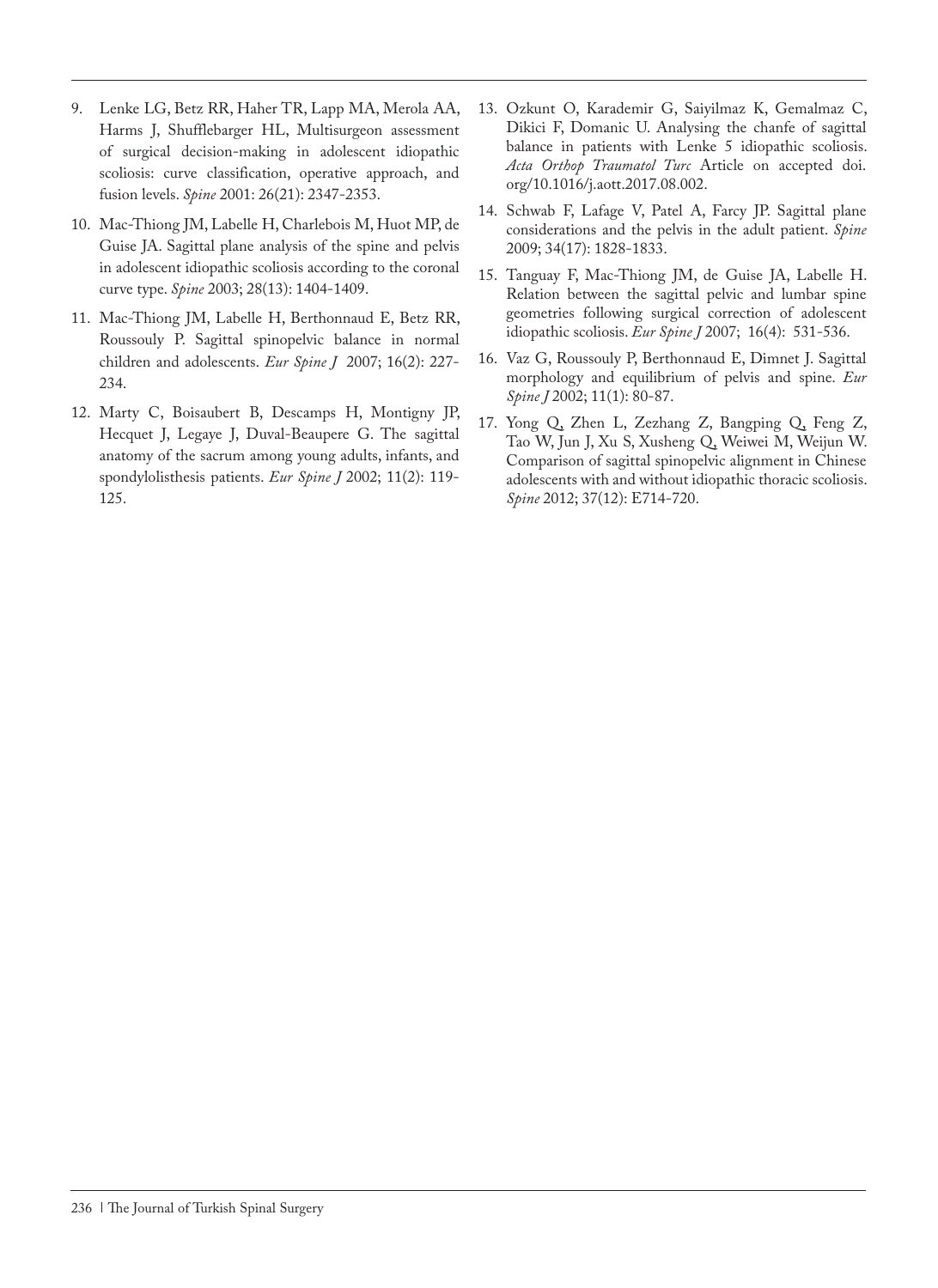9. Lenke LG, Betz RR, Haher TR, Lapp MA, Merola AA, Harms J, Shufflebarger HL, Multisurgeon assessment of surgical decision-making in adolescent idiopathic scoliosis: curve classification, operative approach, and fusion levels. *Spine* 2001: 26(21): 2347-2353.

10. Mac-Thiong JM, Labelle H, Charlebois M, Huot MP, de Guise JA. Sagittal plane analysis of the spine and pelvis in adolescent idiopathic scoliosis according to the coronal curve type. *Spine* 2003; 28(13): 1404-1409.

11. Mac-Thiong JM, Labelle H, Berthonnaud E, Betz RR, Roussouly P. Sagittal spinopelvic balance in normal children and adolescents. *Eur Spine J* 2007; 16(2): 227-234.

12. Marty C, Boisaubert B, Descamps H, Montigny JP, Hecquet J, Legaye J, Duval-Beaupere G. The sagittal anatomy of the sacrum among young adults, infants, and spondylolisthesis patients. *Eur Spine J* 2002; 11(2): 119-125.

13. Ozkunt O, Karademir G, Saiyilmaz K, Gemalmaz C, Dikici F, Domanic U. Analysing the chanfe of sagittal balance in patients with Lenke 5 idiopathic scoliosis. *Acta Orthop Traumatol Turc* Article on accepted doi.org/10.1016/j.aott.2017.08.002.

14. Schwab F, Lafage V, Patel A, Farcy JP. Sagittal plane considerations and the pelvis in the adult patient. *Spine* 2009; 34(17): 1828-1833.

15. Tanguay F, Mac-Thiong JM, de Guise JA, Labelle H. Relation between the sagittal pelvic and lumbar spine geometries following surgical correction of adolescent idiopathic scoliosis. *Eur Spine J* 2007; 16(4): 531-536.

16. Vaz G, Roussouly P, Berthonnaud E, Dimnet J. Sagittal morphology and equilibrium of pelvis and spine. *Eur Spine J* 2002; 11(1): 80-87.

17. Yong Q, Zhen L, Zezhang Z, Bangping Q, Feng Z, Tao W, Jun J, Xu S, Xusheng Q, Weiwei M, Weijun W. Comparison of sagittal spinopelvic alignment in Chinese adolescents with and without idiopathic thoracic scoliosis. *Spine* 2012; 37(12): E714-720.